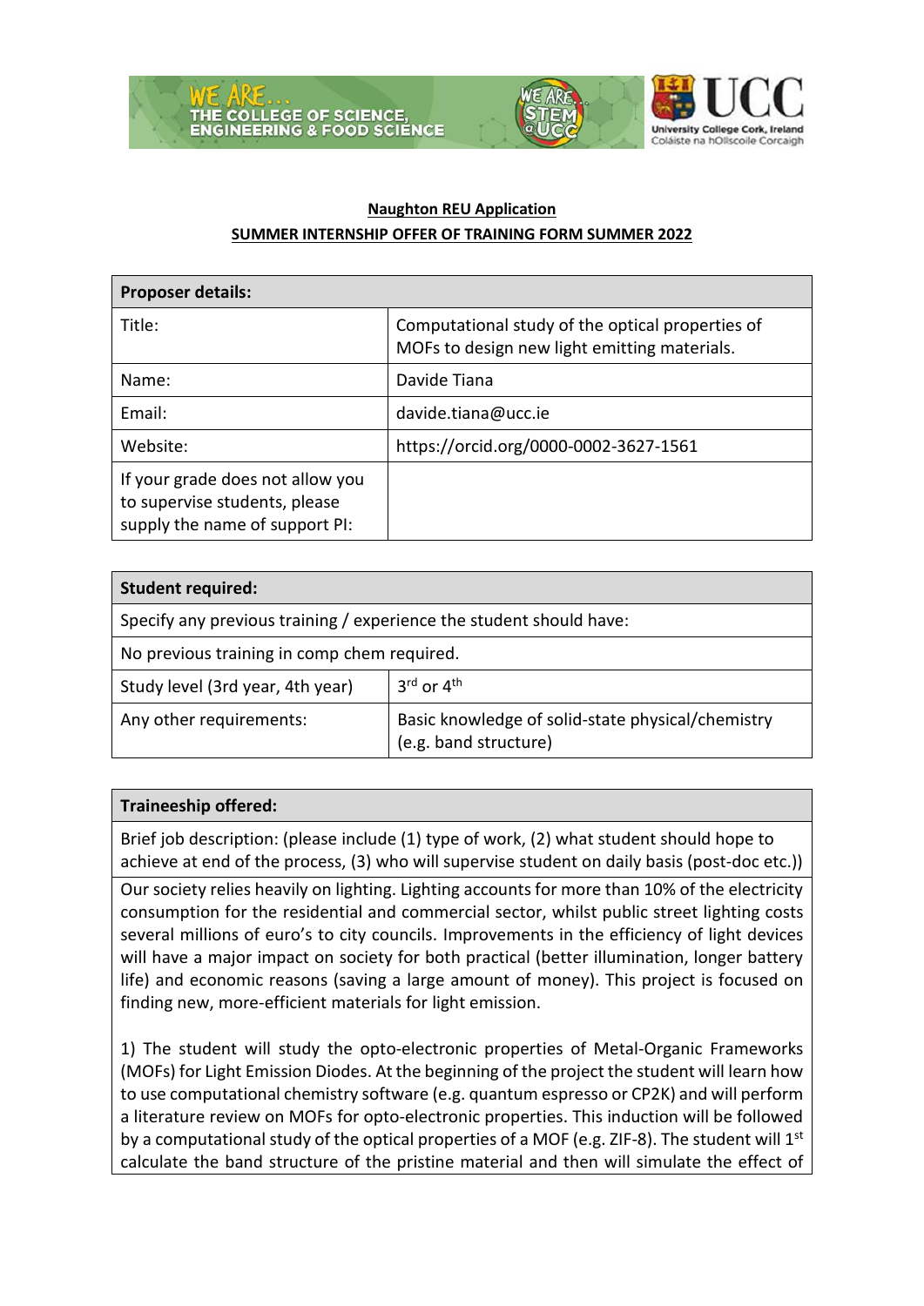**Naughton REU Application**

**SUMMER INTERNSHIP OFFER OF TRAINING FORM SUMMER 2022**

| **Proposer details:** | |
|---|---|
| Title: | Computational study of the optical properties of MOFs to design new light emitting materials. |
| Name: | Davide Tiana |
| Email: | davide.tiana@ucc.ie |
| Website: | https://orcid.org/0000-0002-3627-1561 |
| If your grade does not allow you to supervise students, please supply the name of support PI: | |

| **Student required:** | |
|---|---|
| Specify any previous training / experience the student should have: | |
| No previous training in comp chem required. | |
| Study level (3rd year, 4th year) | 3rd or 4th |
| Any other requirements: | Basic knowledge of solid-state physical/chemistry (e.g. band structure) |

| **Traineeship offered:** |
|---|
| Brief job description: (please include (1) type of work, (2) what student should hope to achieve at end of the process, (3) who will supervise student on daily basis (post-doc etc.)) |
| Our society relies heavily on lighting. Lighting accounts for more than 10% of the electricity consumption for the residential and commercial sector, whilst public street lighting costs several millions of euro's to city councils. Improvements in the efficiency of light devices will have a major impact on society for both practical (better illumination, longer battery life) and economic reasons (saving a large amount of money). This project is focused on finding new, more-efficient materials for light emission.<br><br>1) The student will study the opto-electronic properties of Metal-Organic Frameworks (MOFs) for Light Emission Diodes. At the beginning of the project the student will learn how to use computational chemistry software (e.g. quantum espresso or CP2K) and will perform a literature review on MOFs for opto-electronic properties. This induction will be followed by a computational study of the optical properties of a MOF (e.g. ZIF-8). The student will 1st calculate the band structure of the pristine material and then will simulate the effect of |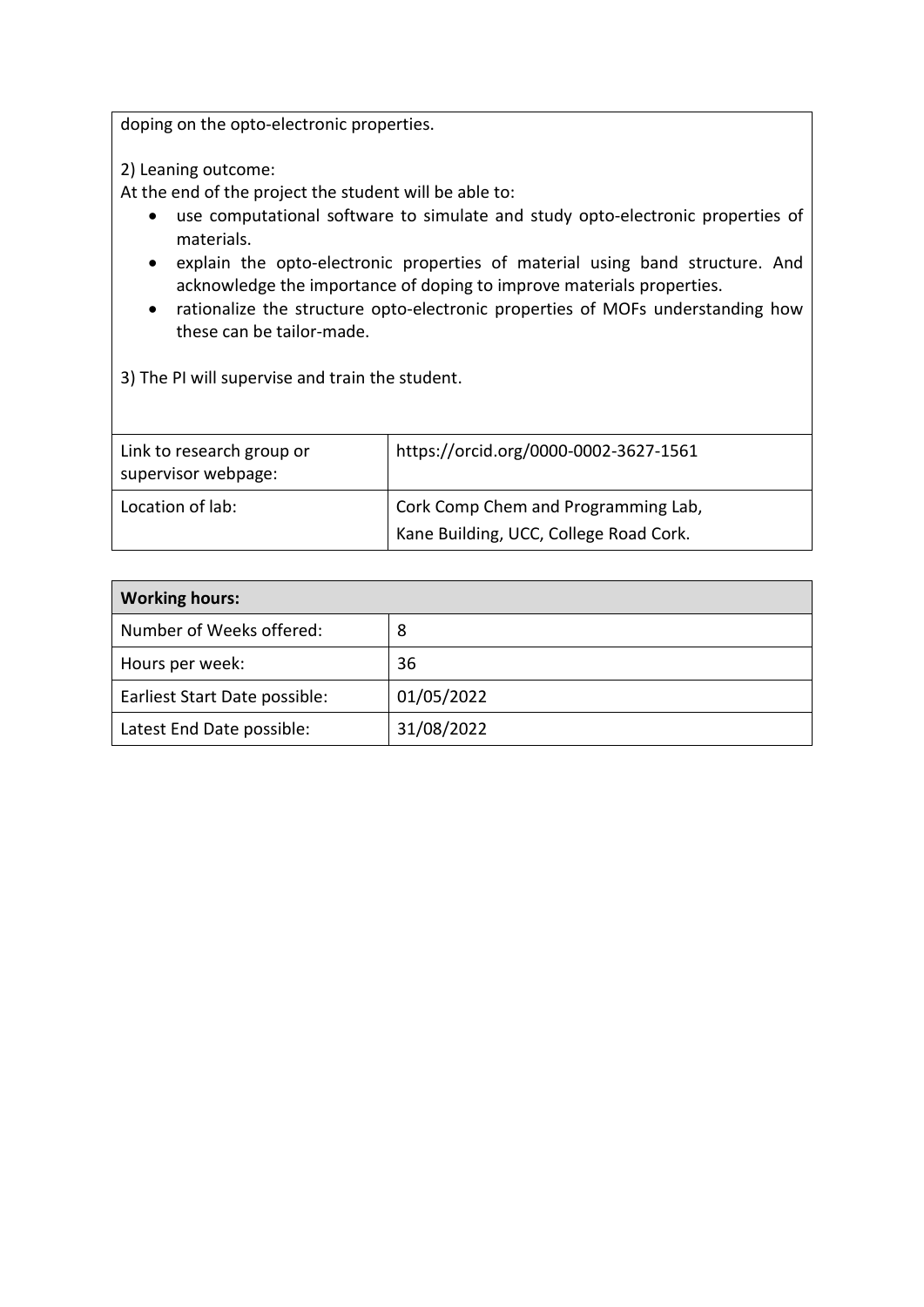doping on the opto-electronic properties.

2) Leaning outcome:
At the end of the project the student will be able to:

- use computational software to simulate and study opto-electronic properties of materials.
- explain the opto-electronic properties of material using band structure. And acknowledge the importance of doping to improve materials properties.
- rationalize the structure opto-electronic properties of MOFs understanding how these can be tailor-made.

3) The PI will supervise and train the student.

| | |
|---|---|
| Link to research group or supervisor webpage: | https://orcid.org/0000-0002-3627-1561 |
| Location of lab: | Cork Comp Chem and Programming Lab, Kane Building, UCC, College Road Cork. |

| **Working hours:** | |
|---|---|
| Number of Weeks offered: | 8 |
| Hours per week: | 36 |
| Earliest Start Date possible: | 01/05/2022 |
| Latest End Date possible: | 31/08/2022 |